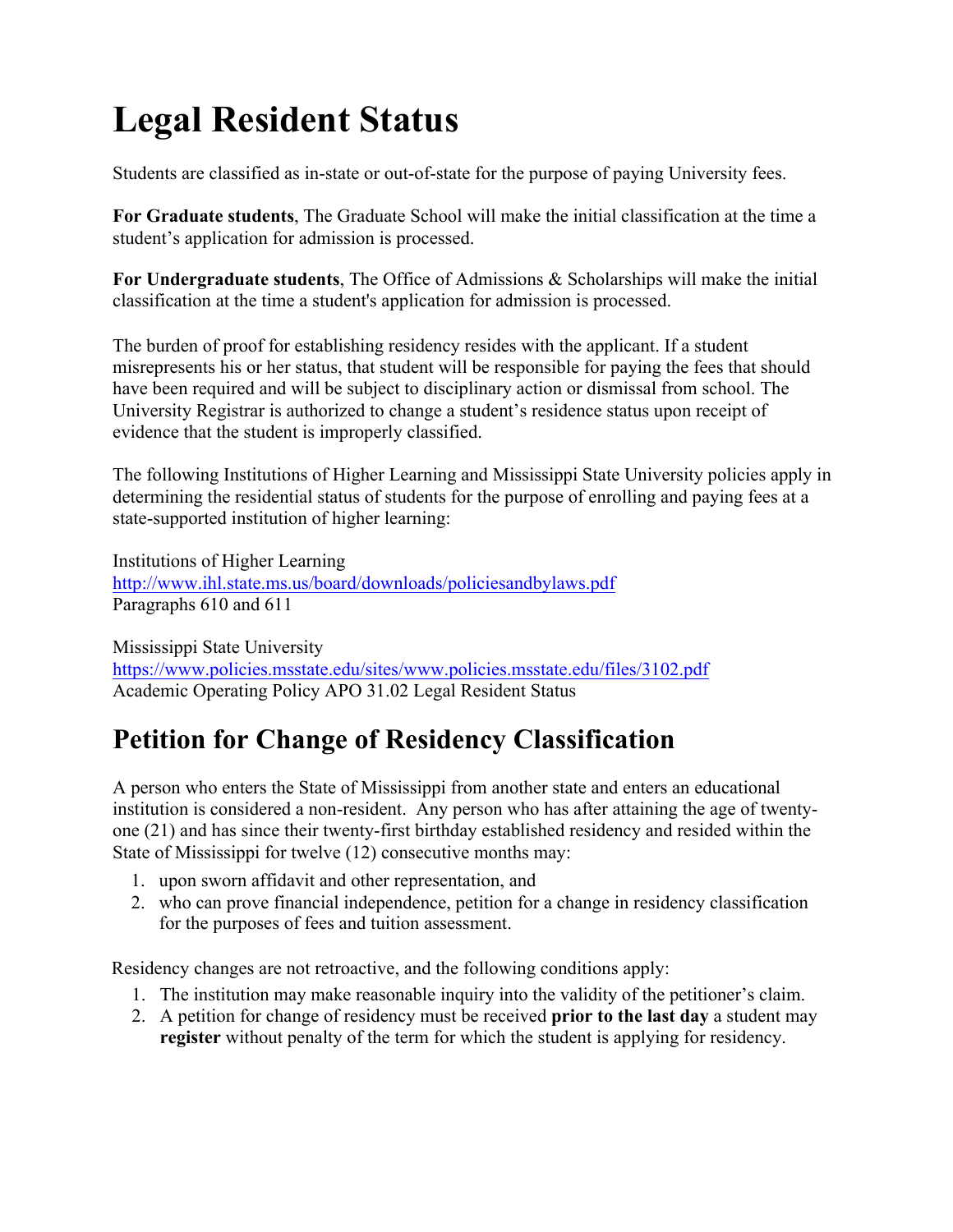# Legal Resident Status

Students are classified as in-state or out-of-state for the purpose of paying University fees.

**For Graduate students**, The Graduate School will make the initial classification at the time a student's application for admission is processed.

**For Undergraduate students**, The Office of Admissions & Scholarships will make the initial classification at the time a student's application for admission is processed.

The burden of proof for establishing residency resides with the applicant. If a student misrepresents his or her status, that student will be responsible for paying the fees that should have been required and will be subject to disciplinary action or dismissal from school. The University Registrar is authorized to change a student's residence status upon receipt of evidence that the student is improperly classified.

The following Institutions of Higher Learning and Mississippi State University policies apply in determining the residential status of students for the purpose of enrolling and paying fees at a state-supported institution of higher learning:

Institutions of Higher Learning
http://www.ihl.state.ms.us/board/downloads/policiesandbylaws.pdf
Paragraphs 610 and 611

Mississippi State University
https://www.policies.msstate.edu/sites/www.policies.msstate.edu/files/3102.pdf
Academic Operating Policy APO 31.02 Legal Resident Status

# Petition for Change of Residency Classification

A person who enters the State of Mississippi from another state and enters an educational institution is considered a non-resident. Any person who has after attaining the age of twenty-one (21) and has since their twenty-first birthday established residency and resided within the State of Mississippi for twelve (12) consecutive months may:

1. upon sworn affidavit and other representation, and
2. who can prove financial independence, petition for a change in residency classification for the purposes of fees and tuition assessment.

Residency changes are not retroactive, and the following conditions apply:

1. The institution may make reasonable inquiry into the validity of the petitioner's claim.
2. A petition for change of residency must be received **prior to the last day** a student may **register** without penalty of the term for which the student is applying for residency.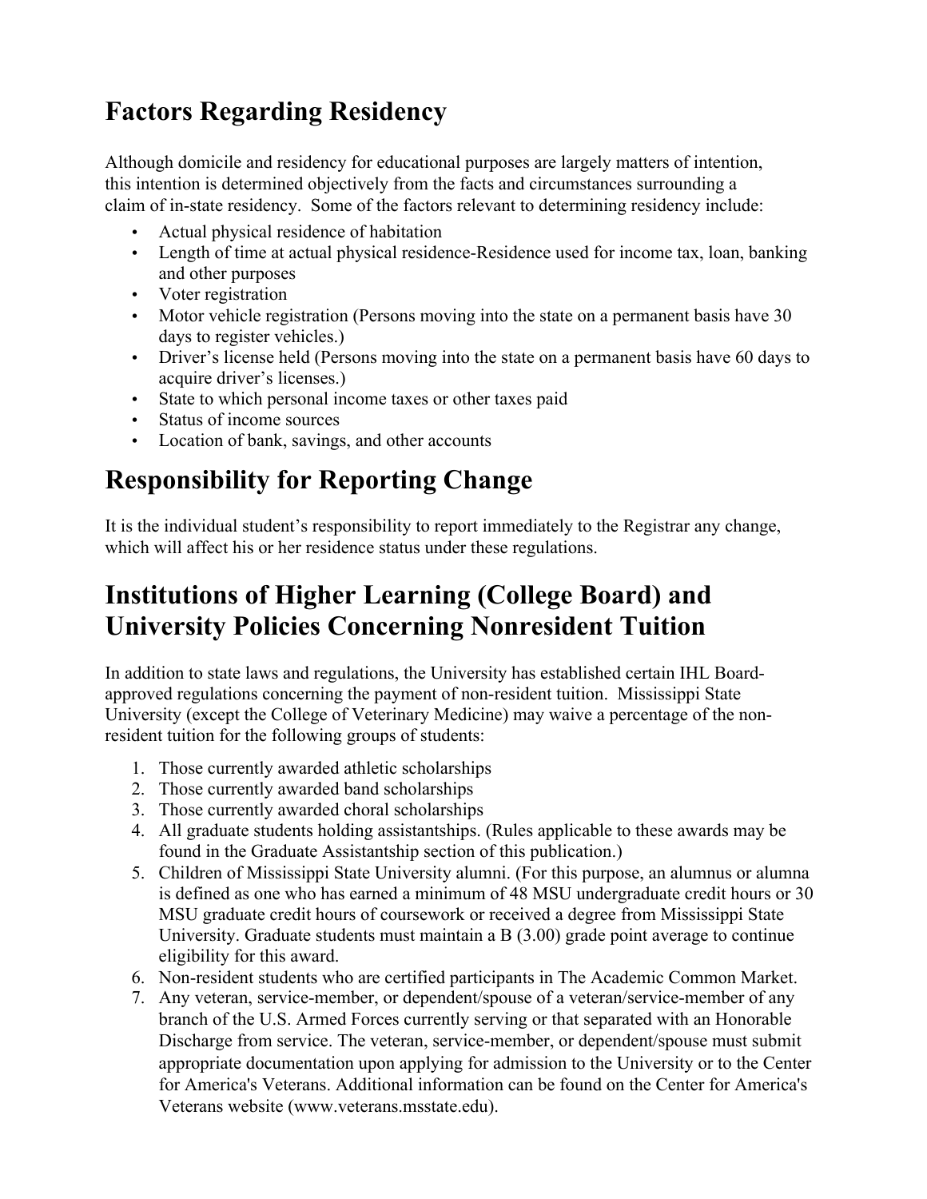## Factors Regarding Residency

Although domicile and residency for educational purposes are largely matters of intention, this intention is determined objectively from the facts and circumstances surrounding a claim of in-state residency. Some of the factors relevant to determining residency include:

- Actual physical residence of habitation
- Length of time at actual physical residence-Residence used for income tax, loan, banking and other purposes
- Voter registration
- Motor vehicle registration (Persons moving into the state on a permanent basis have 30 days to register vehicles.)
- Driver's license held (Persons moving into the state on a permanent basis have 60 days to acquire driver's licenses.)
- State to which personal income taxes or other taxes paid
- Status of income sources
- Location of bank, savings, and other accounts

## Responsibility for Reporting Change

It is the individual student's responsibility to report immediately to the Registrar any change, which will affect his or her residence status under these regulations.

## Institutions of Higher Learning (College Board) and University Policies Concerning Nonresident Tuition

In addition to state laws and regulations, the University has established certain IHL Board-approved regulations concerning the payment of non-resident tuition. Mississippi State University (except the College of Veterinary Medicine) may waive a percentage of the non-resident tuition for the following groups of students:

1. Those currently awarded athletic scholarships
2. Those currently awarded band scholarships
3. Those currently awarded choral scholarships
4. All graduate students holding assistantships. (Rules applicable to these awards may be found in the Graduate Assistantship section of this publication.)
5. Children of Mississippi State University alumni. (For this purpose, an alumnus or alumna is defined as one who has earned a minimum of 48 MSU undergraduate credit hours or 30 MSU graduate credit hours of coursework or received a degree from Mississippi State University. Graduate students must maintain a B (3.00) grade point average to continue eligibility for this award.
6. Non-resident students who are certified participants in The Academic Common Market.
7. Any veteran, service-member, or dependent/spouse of a veteran/service-member of any branch of the U.S. Armed Forces currently serving or that separated with an Honorable Discharge from service. The veteran, service-member, or dependent/spouse must submit appropriate documentation upon applying for admission to the University or to the Center for America's Veterans. Additional information can be found on the Center for America's Veterans website (www.veterans.msstate.edu).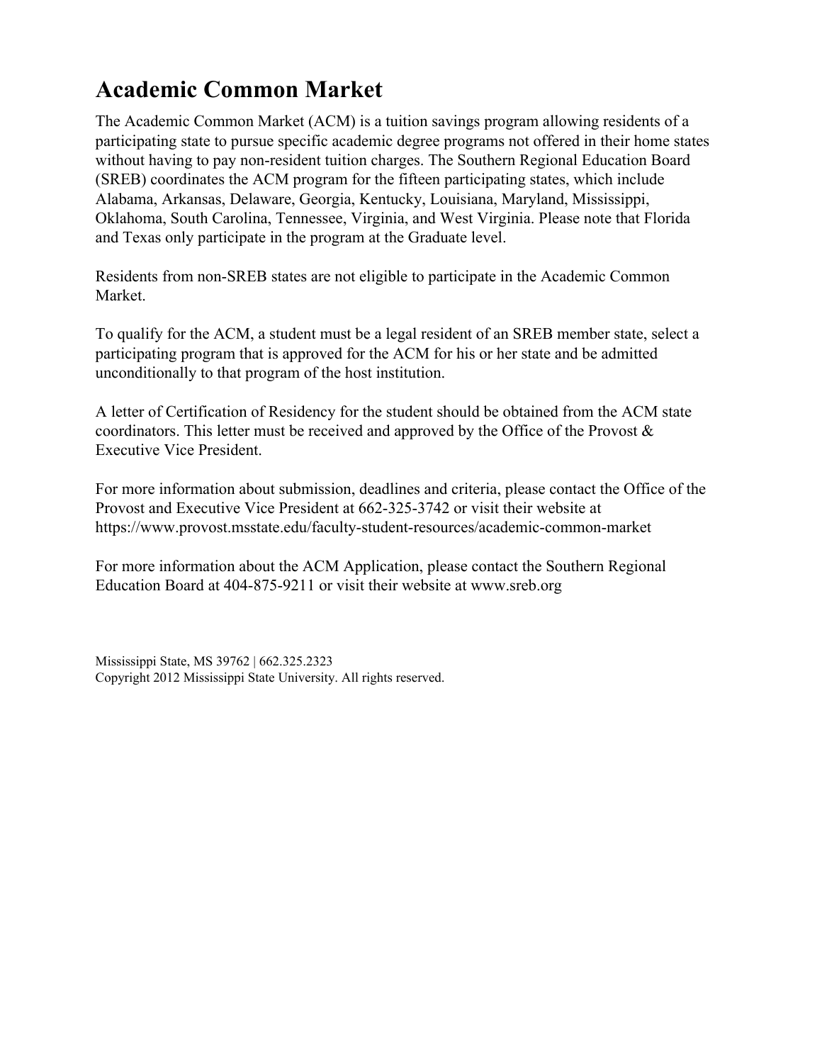# Academic Common Market

The Academic Common Market (ACM) is a tuition savings program allowing residents of a participating state to pursue specific academic degree programs not offered in their home states without having to pay non-resident tuition charges. The Southern Regional Education Board (SREB) coordinates the ACM program for the fifteen participating states, which include Alabama, Arkansas, Delaware, Georgia, Kentucky, Louisiana, Maryland, Mississippi, Oklahoma, South Carolina, Tennessee, Virginia, and West Virginia. Please note that Florida and Texas only participate in the program at the Graduate level.

Residents from non-SREB states are not eligible to participate in the Academic Common Market.

To qualify for the ACM, a student must be a legal resident of an SREB member state, select a participating program that is approved for the ACM for his or her state and be admitted unconditionally to that program of the host institution.

A letter of Certification of Residency for the student should be obtained from the ACM state coordinators. This letter must be received and approved by the Office of the Provost & Executive Vice President.

For more information about submission, deadlines and criteria, please contact the Office of the Provost and Executive Vice President at 662-325-3742 or visit their website at https://www.provost.msstate.edu/faculty-student-resources/academic-common-market

For more information about the ACM Application, please contact the Southern Regional Education Board at 404-875-9211 or visit their website at www.sreb.org

Mississippi State, MS 39762 | 662.325.2323
Copyright 2012 Mississippi State University. All rights reserved.